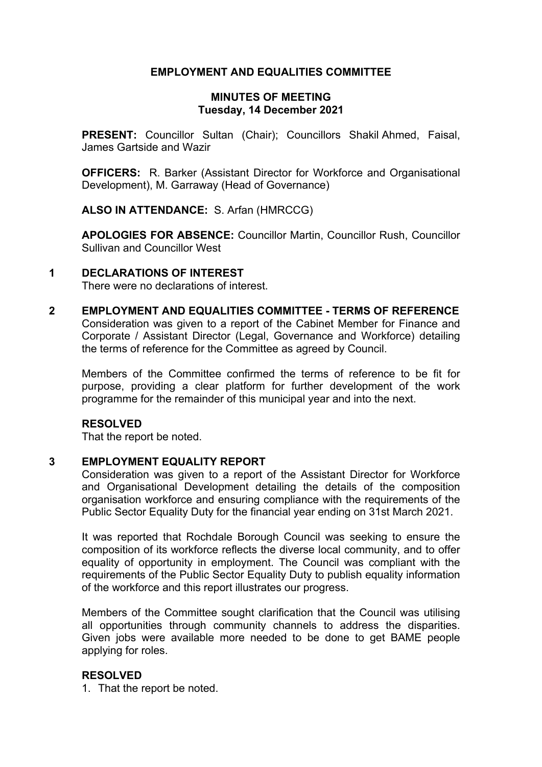# EMPLOYMENT AND EQUALITIES COMMITTEE

## MINUTES OF MEETING
## Tuesday, 14 December 2021

**PRESENT:** Councillor Sultan (Chair); Councillors Shakil Ahmed, Faisal, James Gartside and Wazir

**OFFICERS:** R. Barker (Assistant Director for Workforce and Organisational Development), M. Garraway (Head of Governance)

**ALSO IN ATTENDANCE:** S. Arfan (HMRCCG)

**APOLOGIES FOR ABSENCE:** Councillor Martin, Councillor Rush, Councillor Sullivan and Councillor West

### 1 DECLARATIONS OF INTEREST

There were no declarations of interest.

### 2 EMPLOYMENT AND EQUALITIES COMMITTEE - TERMS OF REFERENCE

Consideration was given to a report of the Cabinet Member for Finance and Corporate / Assistant Director (Legal, Governance and Workforce) detailing the terms of reference for the Committee as agreed by Council.

Members of the Committee confirmed the terms of reference to be fit for purpose, providing a clear platform for further development of the work programme for the remainder of this municipal year and into the next.

**RESOLVED**

That the report be noted.

### 3 EMPLOYMENT EQUALITY REPORT

Consideration was given to a report of the Assistant Director for Workforce and Organisational Development detailing the details of the composition organisation workforce and ensuring compliance with the requirements of the Public Sector Equality Duty for the financial year ending on 31st March 2021.

It was reported that Rochdale Borough Council was seeking to ensure the composition of its workforce reflects the diverse local community, and to offer equality of opportunity in employment. The Council was compliant with the requirements of the Public Sector Equality Duty to publish equality information of the workforce and this report illustrates our progress.

Members of the Committee sought clarification that the Council was utilising all opportunities through community channels to address the disparities. Given jobs were available more needed to be done to get BAME people applying for roles.

**RESOLVED**

1. That the report be noted.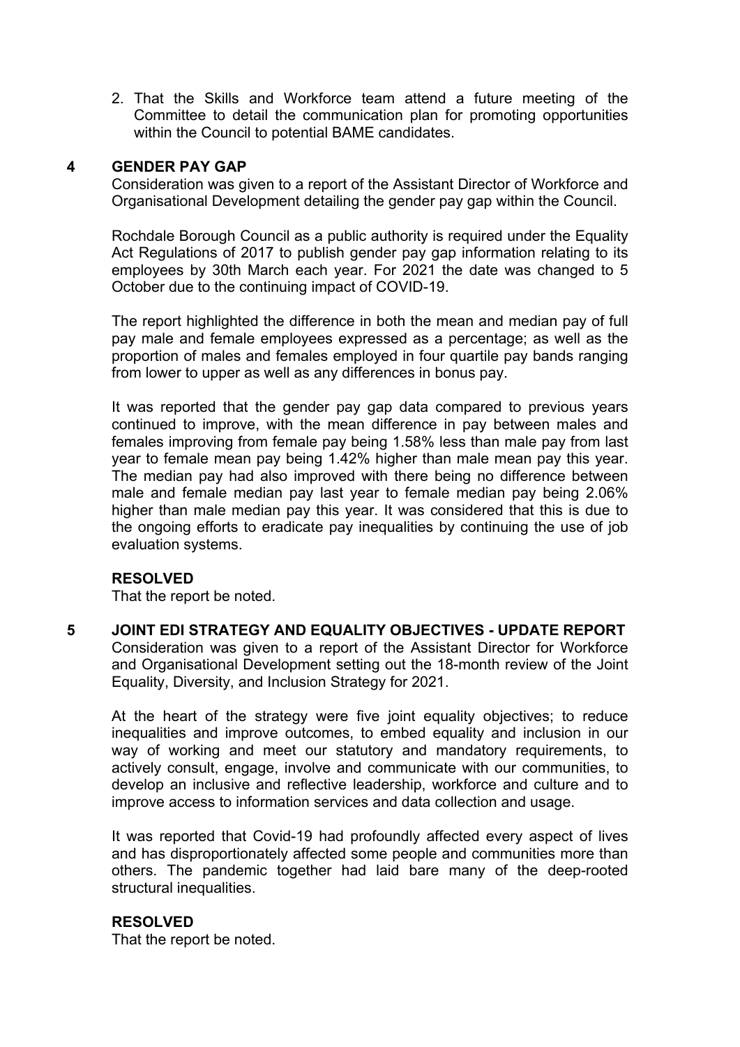2. That the Skills and Workforce team attend a future meeting of the Committee to detail the communication plan for promoting opportunities within the Council to potential BAME candidates.

## 4 GENDER PAY GAP

Consideration was given to a report of the Assistant Director of Workforce and Organisational Development detailing the gender pay gap within the Council.

Rochdale Borough Council as a public authority is required under the Equality Act Regulations of 2017 to publish gender pay gap information relating to its employees by 30th March each year. For 2021 the date was changed to 5 October due to the continuing impact of COVID-19.

The report highlighted the difference in both the mean and median pay of full pay male and female employees expressed as a percentage; as well as the proportion of males and females employed in four quartile pay bands ranging from lower to upper as well as any differences in bonus pay.

It was reported that the gender pay gap data compared to previous years continued to improve, with the mean difference in pay between males and females improving from female pay being 1.58% less than male pay from last year to female mean pay being 1.42% higher than male mean pay this year. The median pay had also improved with there being no difference between male and female median pay last year to female median pay being 2.06% higher than male median pay this year. It was considered that this is due to the ongoing efforts to eradicate pay inequalities by continuing the use of job evaluation systems.

**RESOLVED**

That the report be noted.

## 5 JOINT EDI STRATEGY AND EQUALITY OBJECTIVES - UPDATE REPORT

Consideration was given to a report of the Assistant Director for Workforce and Organisational Development setting out the 18-month review of the Joint Equality, Diversity, and Inclusion Strategy for 2021.

At the heart of the strategy were five joint equality objectives; to reduce inequalities and improve outcomes, to embed equality and inclusion in our way of working and meet our statutory and mandatory requirements, to actively consult, engage, involve and communicate with our communities, to develop an inclusive and reflective leadership, workforce and culture and to improve access to information services and data collection and usage.

It was reported that Covid-19 had profoundly affected every aspect of lives and has disproportionately affected some people and communities more than others. The pandemic together had laid bare many of the deep-rooted structural inequalities.

**RESOLVED**

That the report be noted.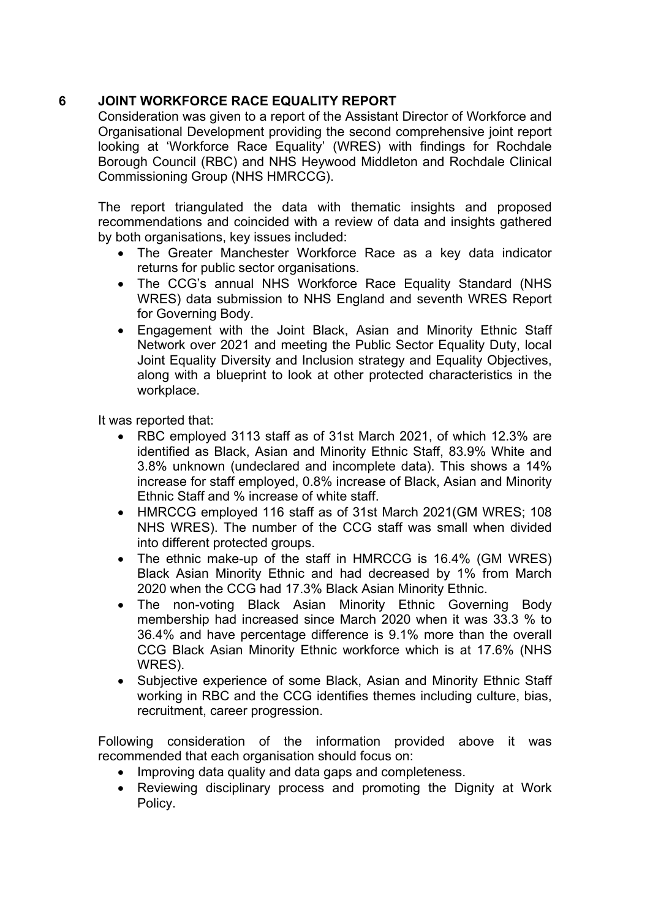## 6 JOINT WORKFORCE RACE EQUALITY REPORT

Consideration was given to a report of the Assistant Director of Workforce and Organisational Development providing the second comprehensive joint report looking at 'Workforce Race Equality' (WRES) with findings for Rochdale Borough Council (RBC) and NHS Heywood Middleton and Rochdale Clinical Commissioning Group (NHS HMRCCG).

The report triangulated the data with thematic insights and proposed recommendations and coincided with a review of data and insights gathered by both organisations, key issues included:

- The Greater Manchester Workforce Race as a key data indicator returns for public sector organisations.
- The CCG's annual NHS Workforce Race Equality Standard (NHS WRES) data submission to NHS England and seventh WRES Report for Governing Body.
- Engagement with the Joint Black, Asian and Minority Ethnic Staff Network over 2021 and meeting the Public Sector Equality Duty, local Joint Equality Diversity and Inclusion strategy and Equality Objectives, along with a blueprint to look at other protected characteristics in the workplace.

It was reported that:

- RBC employed 3113 staff as of 31st March 2021, of which 12.3% are identified as Black, Asian and Minority Ethnic Staff, 83.9% White and 3.8% unknown (undeclared and incomplete data). This shows a 14% increase for staff employed, 0.8% increase of Black, Asian and Minority Ethnic Staff and % increase of white staff.
- HMRCCG employed 116 staff as of 31st March 2021(GM WRES; 108 NHS WRES). The number of the CCG staff was small when divided into different protected groups.
- The ethnic make-up of the staff in HMRCCG is 16.4% (GM WRES) Black Asian Minority Ethnic and had decreased by 1% from March 2020 when the CCG had 17.3% Black Asian Minority Ethnic.
- The non-voting Black Asian Minority Ethnic Governing Body membership had increased since March 2020 when it was 33.3 % to 36.4% and have percentage difference is 9.1% more than the overall CCG Black Asian Minority Ethnic workforce which is at 17.6% (NHS WRES).
- Subjective experience of some Black, Asian and Minority Ethnic Staff working in RBC and the CCG identifies themes including culture, bias, recruitment, career progression.

Following consideration of the information provided above it was recommended that each organisation should focus on:

- Improving data quality and data gaps and completeness.
- Reviewing disciplinary process and promoting the Dignity at Work Policy.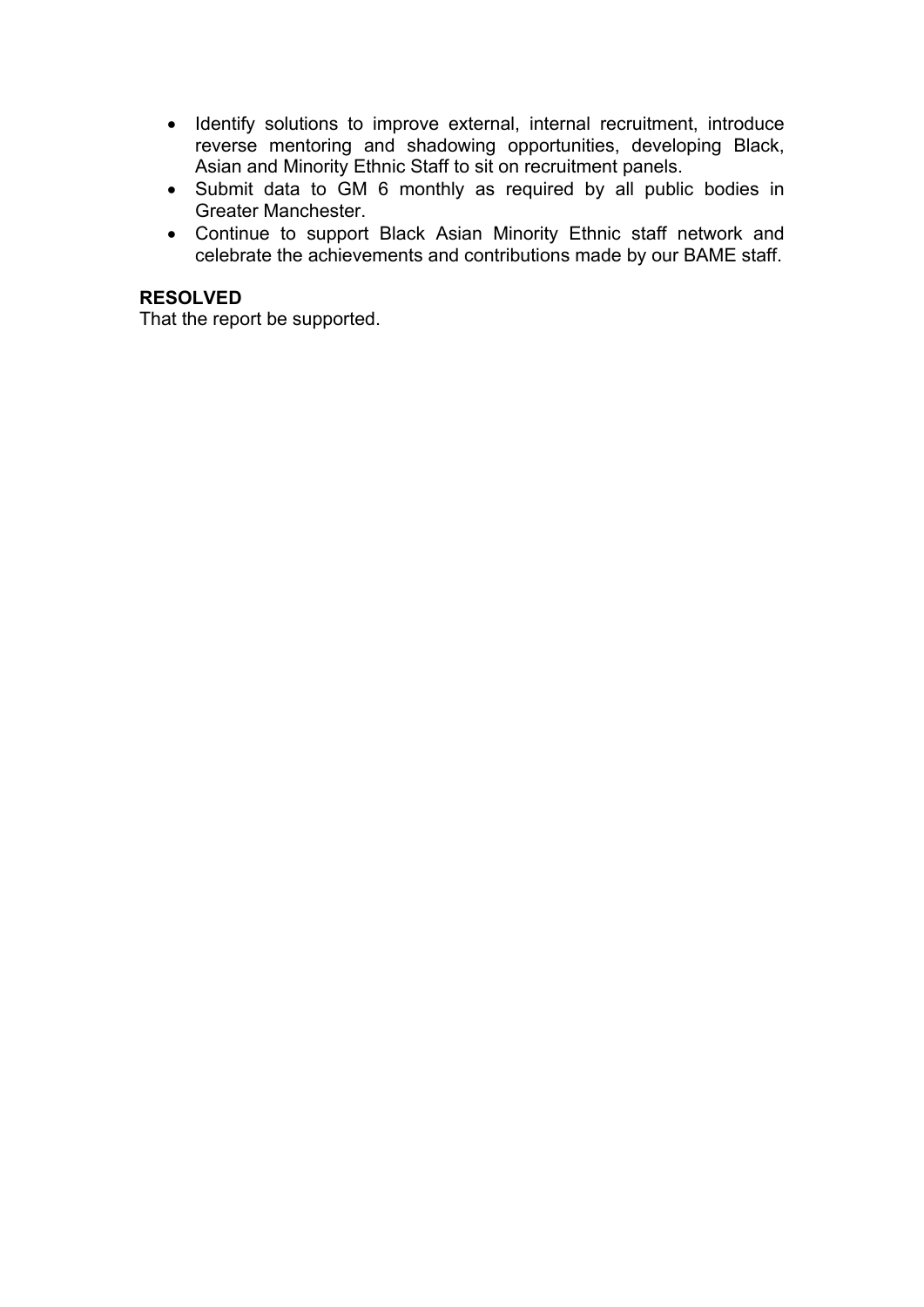- Identify solutions to improve external, internal recruitment, introduce reverse mentoring and shadowing opportunities, developing Black, Asian and Minority Ethnic Staff to sit on recruitment panels.
- Submit data to GM 6 monthly as required by all public bodies in Greater Manchester.
- Continue to support Black Asian Minority Ethnic staff network and celebrate the achievements and contributions made by our BAME staff.

**RESOLVED**
That the report be supported.